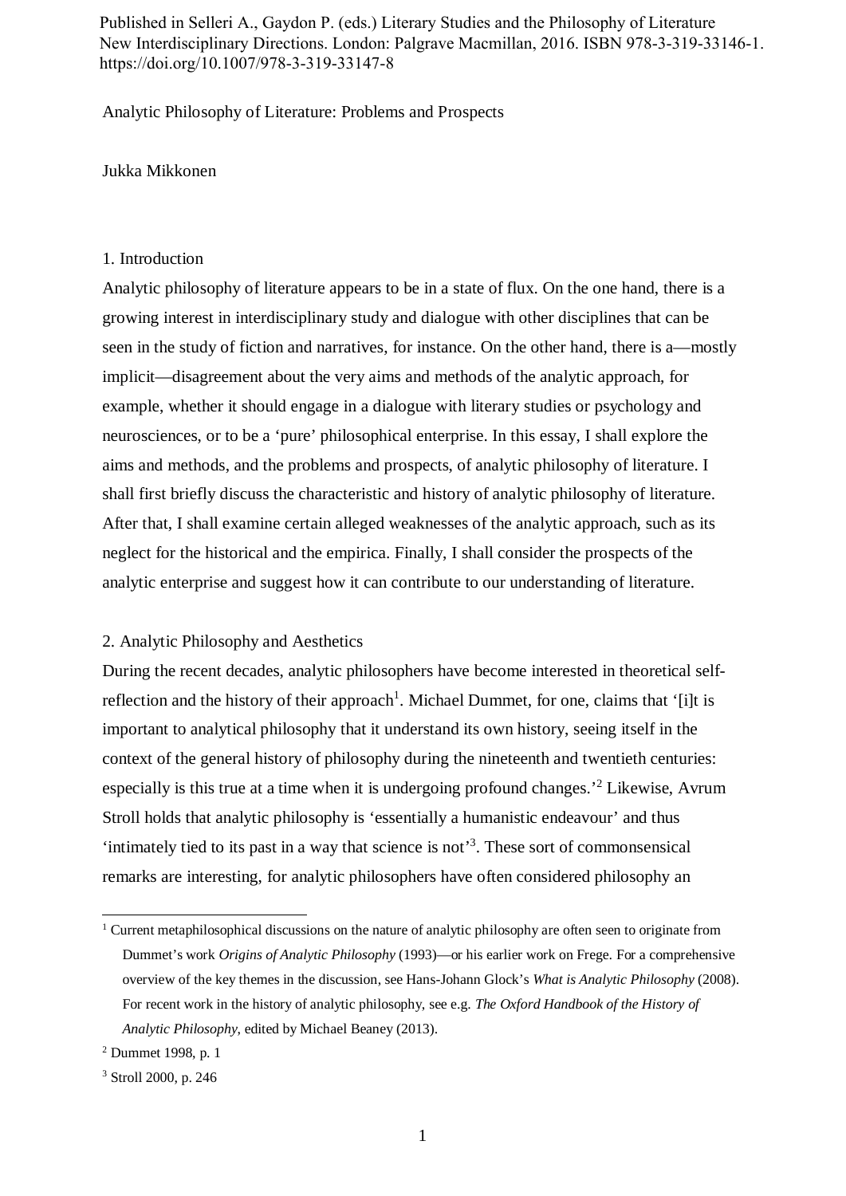Published in Selleri A., Gaydon P. (eds.) Literary Studies and the Philosophy of Literature New Interdisciplinary Directions. London: Palgrave Macmillan, 2016. ISBN 978-3-319-33146-1. https://doi.org/10.1007/978-3-319-33147-8

# Analytic Philosophy of Literature: Problems and Prospects

Jukka Mikkonen

## 1. Introduction

Analytic philosophy of literature appears to be in a state of flux. On the one hand, there is a growing interest in interdisciplinary study and dialogue with other disciplines that can be seen in the study of fiction and narratives, for instance. On the other hand, there is a—mostly implicit—disagreement about the very aims and methods of the analytic approach, for example, whether it should engage in a dialogue with literary studies or psychology and neurosciences, or to be a 'pure' philosophical enterprise. In this essay, I shall explore the aims and methods, and the problems and prospects, of analytic philosophy of literature. I shall first briefly discuss the characteristic and history of analytic philosophy of literature. After that, I shall examine certain alleged weaknesses of the analytic approach, such as its neglect for the historical and the empirica. Finally, I shall consider the prospects of the analytic enterprise and suggest how it can contribute to our understanding of literature.

## 2. Analytic Philosophy and Aesthetics

During the recent decades, analytic philosophers have become interested in theoretical self-reflection and the history of their approach[1]. Michael Dummet, for one, claims that '[i]t is important to analytical philosophy that it understand its own history, seeing itself in the context of the general history of philosophy during the nineteenth and twentieth centuries: especially is this true at a time when it is undergoing profound changes.'[2] Likewise, Avrum Stroll holds that analytic philosophy is 'essentially a humanistic endeavour' and thus 'intimately tied to its past in a way that science is not'[3]. These sort of commonsensical remarks are interesting, for analytic philosophers have often considered philosophy an

---

[1] Current metaphilosophical discussions on the nature of analytic philosophy are often seen to originate from Dummet's work *Origins of Analytic Philosophy* (1993)—or his earlier work on Frege. For a comprehensive overview of the key themes in the discussion, see Hans-Johann Glock's *What is Analytic Philosophy* (2008). For recent work in the history of analytic philosophy, see e.g. *The Oxford Handbook of the History of Analytic Philosophy*, edited by Michael Beaney (2013).

[2] Dummet 1998, p. 1

[3] Stroll 2000, p. 246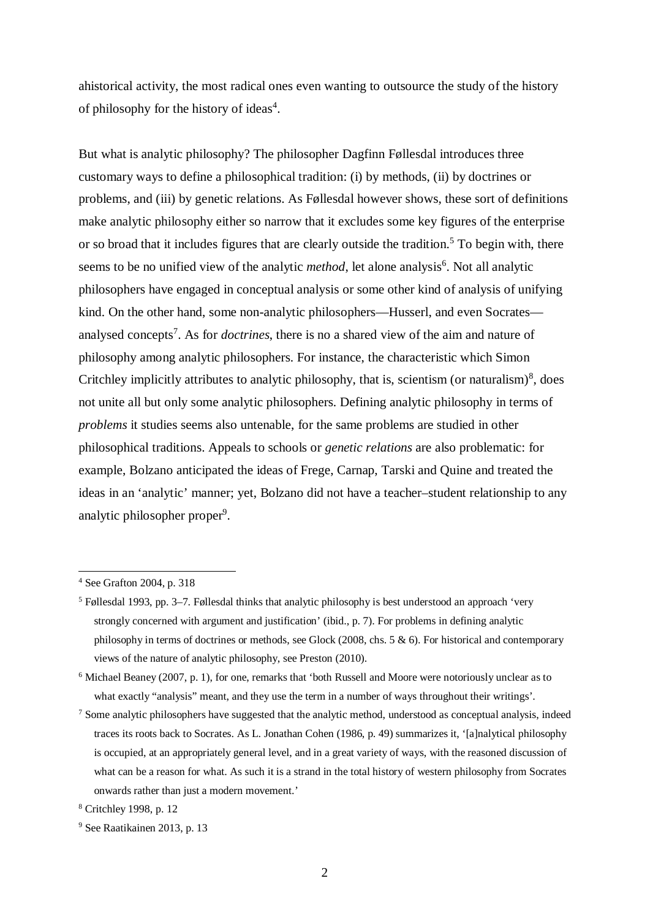ahistorical activity, the most radical ones even wanting to outsource the study of the history of philosophy for the history of ideas[4].

But what is analytic philosophy? The philosopher Dagfinn Føllesdal introduces three customary ways to define a philosophical tradition: (i) by methods, (ii) by doctrines or problems, and (iii) by genetic relations. As Føllesdal however shows, these sort of definitions make analytic philosophy either so narrow that it excludes some key figures of the enterprise or so broad that it includes figures that are clearly outside the tradition.[5] To begin with, there seems to be no unified view of the analytic *method*, let alone analysis[6]. Not all analytic philosophers have engaged in conceptual analysis or some other kind of analysis of unifying kind. On the other hand, some non-analytic philosophers—Husserl, and even Socrates—analysed concepts[7]. As for *doctrines*, there is no a shared view of the aim and nature of philosophy among analytic philosophers. For instance, the characteristic which Simon Critchley implicitly attributes to analytic philosophy, that is, scientism (or naturalism)[8], does not unite all but only some analytic philosophers. Defining analytic philosophy in terms of *problems* it studies seems also untenable, for the same problems are studied in other philosophical traditions. Appeals to schools or *genetic relations* are also problematic: for example, Bolzano anticipated the ideas of Frege, Carnap, Tarski and Quine and treated the ideas in an 'analytic' manner; yet, Bolzano did not have a teacher–student relationship to any analytic philosopher proper[9].

---

[4] See Grafton 2004, p. 318

[5] Føllesdal 1993, pp. 3–7. Føllesdal thinks that analytic philosophy is best understood an approach 'very strongly concerned with argument and justification' (ibid., p. 7). For problems in defining analytic philosophy in terms of doctrines or methods, see Glock (2008, chs. 5 & 6). For historical and contemporary views of the nature of analytic philosophy, see Preston (2010).

[6] Michael Beaney (2007, p. 1), for one, remarks that 'both Russell and Moore were notoriously unclear as to what exactly "analysis" meant, and they use the term in a number of ways throughout their writings'.

[7] Some analytic philosophers have suggested that the analytic method, understood as conceptual analysis, indeed traces its roots back to Socrates. As L. Jonathan Cohen (1986, p. 49) summarizes it, '[a]nalytical philosophy is occupied, at an appropriately general level, and in a great variety of ways, with the reasoned discussion of what can be a reason for what. As such it is a strand in the total history of western philosophy from Socrates onwards rather than just a modern movement.'

[8] Critchley 1998, p. 12

[9] See Raatikainen 2013, p. 13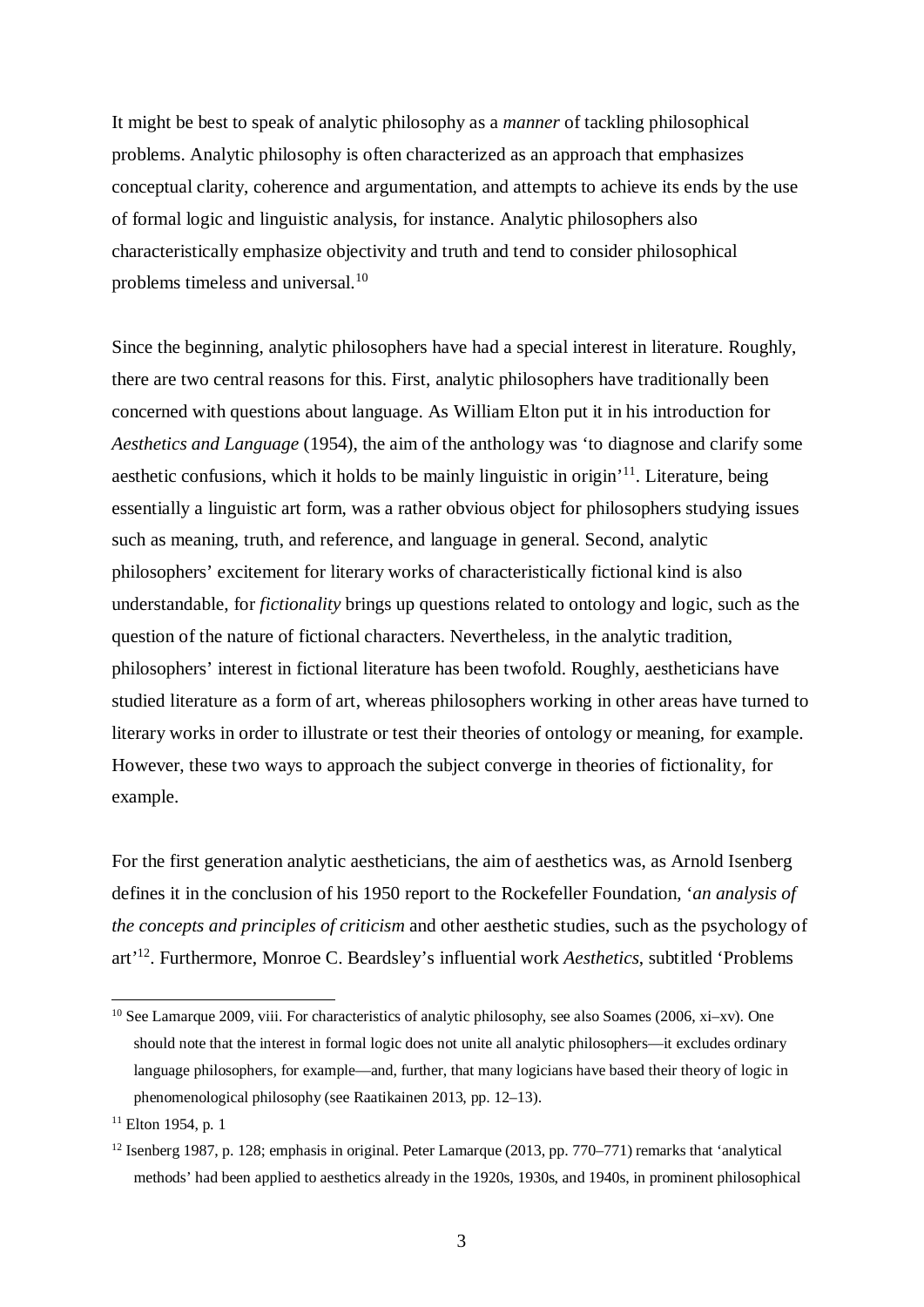It might be best to speak of analytic philosophy as a *manner* of tackling philosophical problems. Analytic philosophy is often characterized as an approach that emphasizes conceptual clarity, coherence and argumentation, and attempts to achieve its ends by the use of formal logic and linguistic analysis, for instance. Analytic philosophers also characteristically emphasize objectivity and truth and tend to consider philosophical problems timeless and universal.[10]

Since the beginning, analytic philosophers have had a special interest in literature. Roughly, there are two central reasons for this. First, analytic philosophers have traditionally been concerned with questions about language. As William Elton put it in his introduction for *Aesthetics and Language* (1954), the aim of the anthology was 'to diagnose and clarify some aesthetic confusions, which it holds to be mainly linguistic in origin'[11]. Literature, being essentially a linguistic art form, was a rather obvious object for philosophers studying issues such as meaning, truth, and reference, and language in general. Second, analytic philosophers' excitement for literary works of characteristically fictional kind is also understandable, for *fictionality* brings up questions related to ontology and logic, such as the question of the nature of fictional characters. Nevertheless, in the analytic tradition, philosophers' interest in fictional literature has been twofold. Roughly, aestheticians have studied literature as a form of art, whereas philosophers working in other areas have turned to literary works in order to illustrate or test their theories of ontology or meaning, for example. However, these two ways to approach the subject converge in theories of fictionality, for example.

For the first generation analytic aestheticians, the aim of aesthetics was, as Arnold Isenberg defines it in the conclusion of his 1950 report to the Rockefeller Foundation, '*an analysis of the concepts and principles of criticism* and other aesthetic studies, such as the psychology of art'[12]. Furthermore, Monroe C. Beardsley's influential work *Aesthetics*, subtitled 'Problems

---

[10] See Lamarque 2009, viii. For characteristics of analytic philosophy, see also Soames (2006, xi–xv). One should note that the interest in formal logic does not unite all analytic philosophers—it excludes ordinary language philosophers, for example—and, further, that many logicians have based their theory of logic in phenomenological philosophy (see Raatikainen 2013, pp. 12–13).

[11] Elton 1954, p. 1

[12] Isenberg 1987, p. 128; emphasis in original. Peter Lamarque (2013, pp. 770–771) remarks that 'analytical methods' had been applied to aesthetics already in the 1920s, 1930s, and 1940s, in prominent philosophical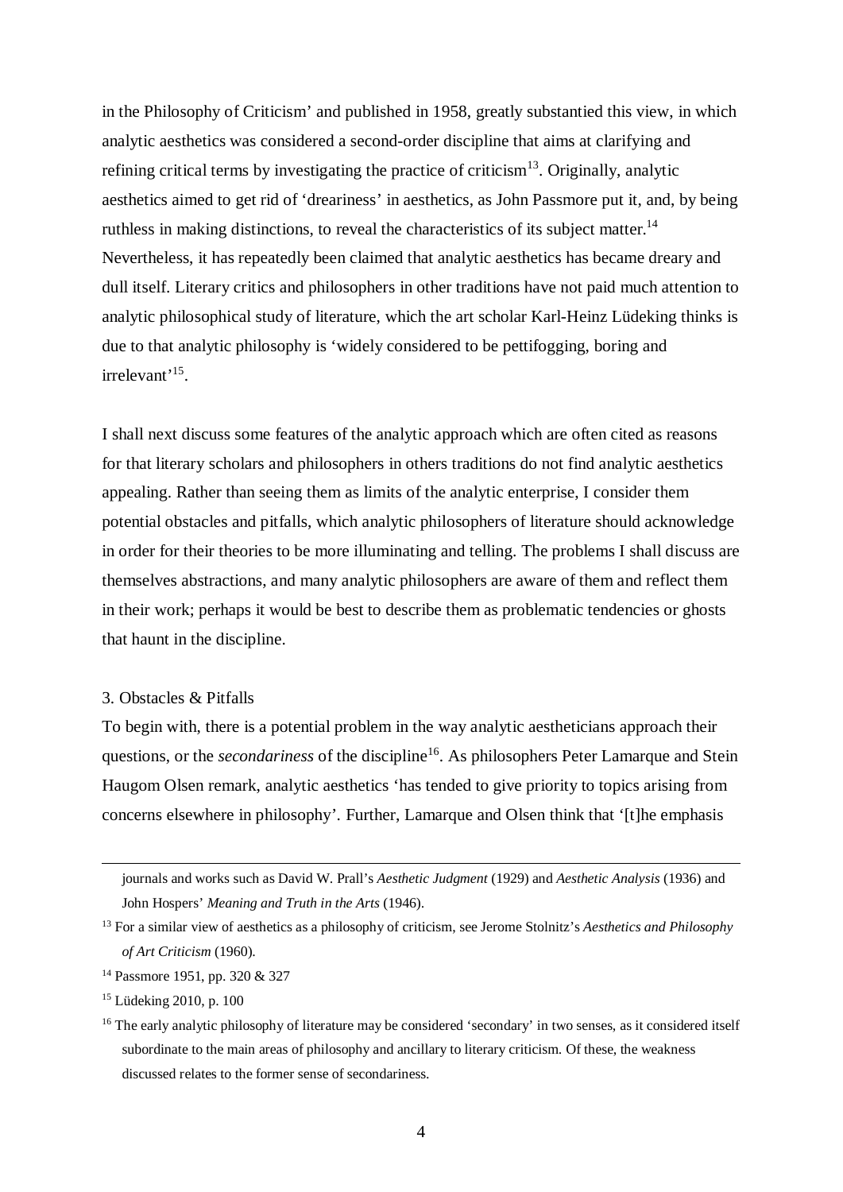in the Philosophy of Criticism' and published in 1958, greatly substantied this view, in which analytic aesthetics was considered a second-order discipline that aims at clarifying and refining critical terms by investigating the practice of criticism[13]. Originally, analytic aesthetics aimed to get rid of 'dreariness' in aesthetics, as John Passmore put it, and, by being ruthless in making distinctions, to reveal the characteristics of its subject matter.[14] Nevertheless, it has repeatedly been claimed that analytic aesthetics has became dreary and dull itself. Literary critics and philosophers in other traditions have not paid much attention to analytic philosophical study of literature, which the art scholar Karl-Heinz Lüdeking thinks is due to that analytic philosophy is 'widely considered to be pettifogging, boring and irrelevant'[15].

I shall next discuss some features of the analytic approach which are often cited as reasons for that literary scholars and philosophers in others traditions do not find analytic aesthetics appealing. Rather than seeing them as limits of the analytic enterprise, I consider them potential obstacles and pitfalls, which analytic philosophers of literature should acknowledge in order for their theories to be more illuminating and telling. The problems I shall discuss are themselves abstractions, and many analytic philosophers are aware of them and reflect them in their work; perhaps it would be best to describe them as problematic tendencies or ghosts that haunt in the discipline.

## 3. Obstacles & Pitfalls

To begin with, there is a potential problem in the way analytic aestheticians approach their questions, or the *secondariness* of the discipline[16]. As philosophers Peter Lamarque and Stein Haugom Olsen remark, analytic aesthetics 'has tended to give priority to topics arising from concerns elsewhere in philosophy'. Further, Lamarque and Olsen think that '[t]he emphasis

---

journals and works such as David W. Prall's *Aesthetic Judgment* (1929) and *Aesthetic Analysis* (1936) and John Hospers' *Meaning and Truth in the Arts* (1946).

[13] For a similar view of aesthetics as a philosophy of criticism, see Jerome Stolnitz's *Aesthetics and Philosophy of Art Criticism* (1960).

[14] Passmore 1951, pp. 320 & 327

[15] Lüdeking 2010, p. 100

[16] The early analytic philosophy of literature may be considered 'secondary' in two senses, as it considered itself subordinate to the main areas of philosophy and ancillary to literary criticism. Of these, the weakness discussed relates to the former sense of secondariness.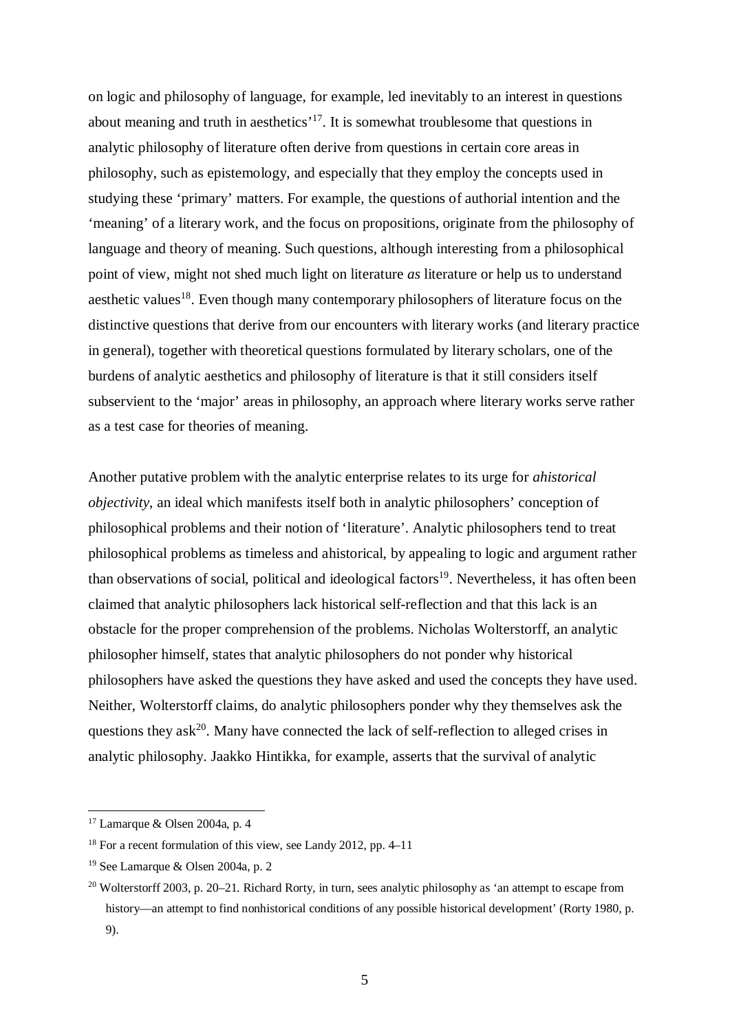on logic and philosophy of language, for example, led inevitably to an interest in questions about meaning and truth in aesthetics'[17]. It is somewhat troublesome that questions in analytic philosophy of literature often derive from questions in certain core areas in philosophy, such as epistemology, and especially that they employ the concepts used in studying these 'primary' matters. For example, the questions of authorial intention and the 'meaning' of a literary work, and the focus on propositions, originate from the philosophy of language and theory of meaning. Such questions, although interesting from a philosophical point of view, might not shed much light on literature *as* literature or help us to understand aesthetic values[18]. Even though many contemporary philosophers of literature focus on the distinctive questions that derive from our encounters with literary works (and literary practice in general), together with theoretical questions formulated by literary scholars, one of the burdens of analytic aesthetics and philosophy of literature is that it still considers itself subservient to the 'major' areas in philosophy, an approach where literary works serve rather as a test case for theories of meaning.

Another putative problem with the analytic enterprise relates to its urge for *ahistorical objectivity*, an ideal which manifests itself both in analytic philosophers' conception of philosophical problems and their notion of 'literature'. Analytic philosophers tend to treat philosophical problems as timeless and ahistorical, by appealing to logic and argument rather than observations of social, political and ideological factors[19]. Nevertheless, it has often been claimed that analytic philosophers lack historical self-reflection and that this lack is an obstacle for the proper comprehension of the problems. Nicholas Wolterstorff, an analytic philosopher himself, states that analytic philosophers do not ponder why historical philosophers have asked the questions they have asked and used the concepts they have used. Neither, Wolterstorff claims, do analytic philosophers ponder why they themselves ask the questions they ask[20]. Many have connected the lack of self-reflection to alleged crises in analytic philosophy. Jaakko Hintikka, for example, asserts that the survival of analytic

---

[17] Lamarque & Olsen 2004a, p. 4

[18] For a recent formulation of this view, see Landy 2012, pp. 4–11

[19] See Lamarque & Olsen 2004a, p. 2

[20] Wolterstorff 2003, p. 20–21. Richard Rorty, in turn, sees analytic philosophy as 'an attempt to escape from history—an attempt to find nonhistorical conditions of any possible historical development' (Rorty 1980, p. 9).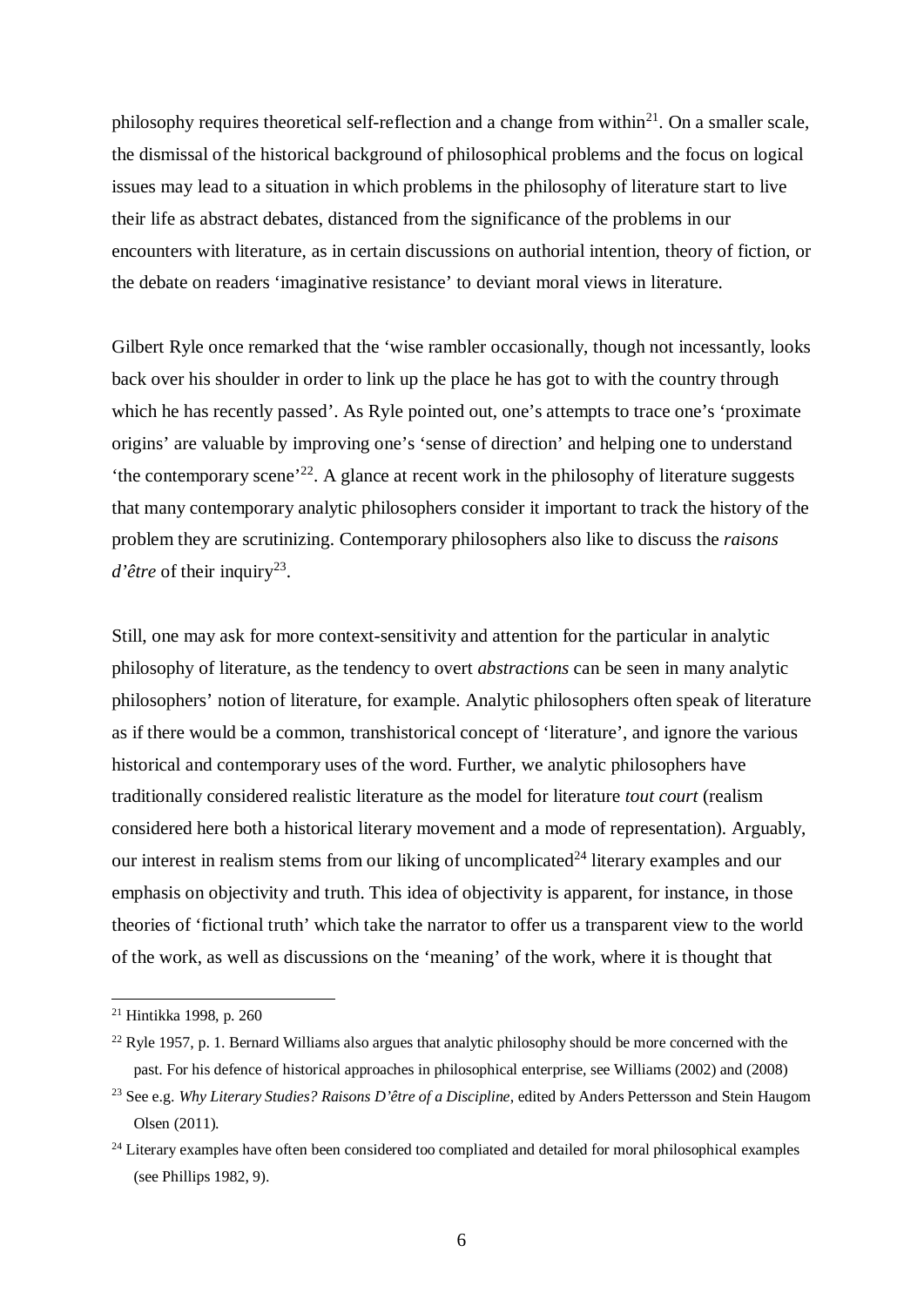philosophy requires theoretical self-reflection and a change from within[21]. On a smaller scale, the dismissal of the historical background of philosophical problems and the focus on logical issues may lead to a situation in which problems in the philosophy of literature start to live their life as abstract debates, distanced from the significance of the problems in our encounters with literature, as in certain discussions on authorial intention, theory of fiction, or the debate on readers 'imaginative resistance' to deviant moral views in literature.

Gilbert Ryle once remarked that the 'wise rambler occasionally, though not incessantly, looks back over his shoulder in order to link up the place he has got to with the country through which he has recently passed'. As Ryle pointed out, one's attempts to trace one's 'proximate origins' are valuable by improving one's 'sense of direction' and helping one to understand 'the contemporary scene'[22]. A glance at recent work in the philosophy of literature suggests that many contemporary analytic philosophers consider it important to track the history of the problem they are scrutinizing. Contemporary philosophers also like to discuss the *raisons d'être* of their inquiry[23].

Still, one may ask for more context-sensitivity and attention for the particular in analytic philosophy of literature, as the tendency to overt *abstractions* can be seen in many analytic philosophers' notion of literature, for example. Analytic philosophers often speak of literature as if there would be a common, transhistorical concept of 'literature', and ignore the various historical and contemporary uses of the word. Further, we analytic philosophers have traditionally considered realistic literature as the model for literature *tout court* (realism considered here both a historical literary movement and a mode of representation). Arguably, our interest in realism stems from our liking of uncomplicated[24] literary examples and our emphasis on objectivity and truth. This idea of objectivity is apparent, for instance, in those theories of 'fictional truth' which take the narrator to offer us a transparent view to the world of the work, as well as discussions on the 'meaning' of the work, where it is thought that

---

[21] Hintikka 1998, p. 260

[22] Ryle 1957, p. 1. Bernard Williams also argues that analytic philosophy should be more concerned with the past. For his defence of historical approaches in philosophical enterprise, see Williams (2002) and (2008)

[23] See e.g. *Why Literary Studies? Raisons D'être of a Discipline*, edited by Anders Pettersson and Stein Haugom Olsen (2011).

[24] Literary examples have often been considered too compliated and detailed for moral philosophical examples (see Phillips 1982, 9).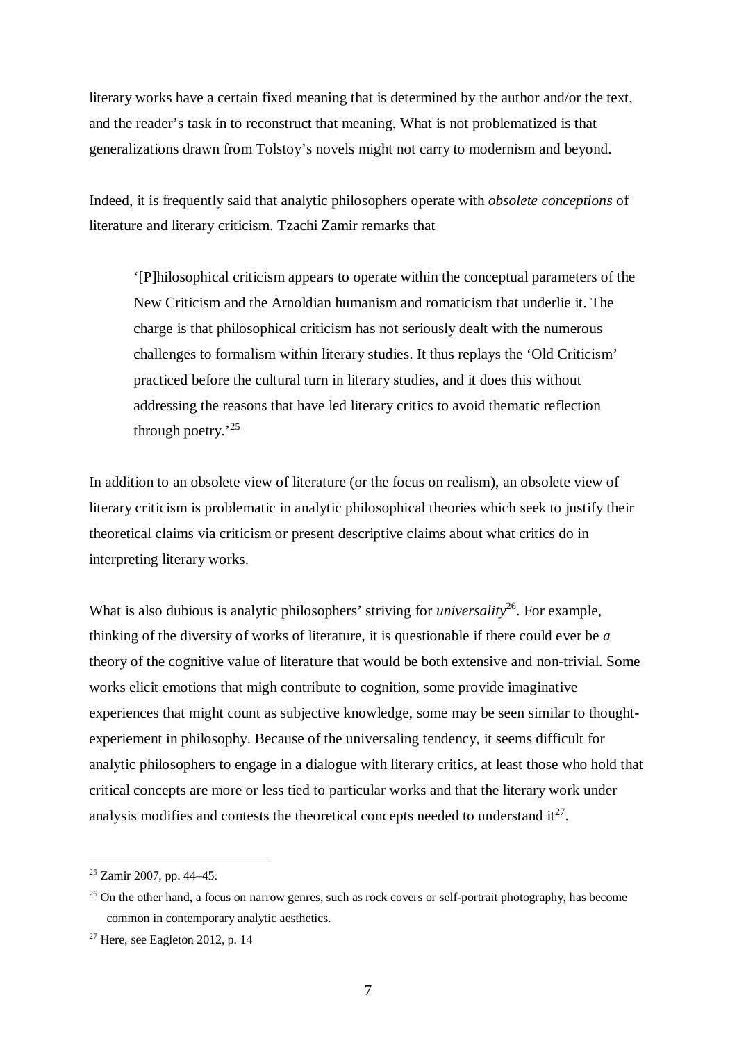literary works have a certain fixed meaning that is determined by the author and/or the text, and the reader's task in to reconstruct that meaning. What is not problematized is that generalizations drawn from Tolstoy's novels might not carry to modernism and beyond.

Indeed, it is frequently said that analytic philosophers operate with *obsolete conceptions* of literature and literary criticism. Tzachi Zamir remarks that

> '[P]hilosophical criticism appears to operate within the conceptual parameters of the New Criticism and the Arnoldian humanism and romaticism that underlie it. The charge is that philosophical criticism has not seriously dealt with the numerous challenges to formalism within literary studies. It thus replays the 'Old Criticism' practiced before the cultural turn in literary studies, and it does this without addressing the reasons that have led literary critics to avoid thematic reflection through poetry.'[25]

In addition to an obsolete view of literature (or the focus on realism), an obsolete view of literary criticism is problematic in analytic philosophical theories which seek to justify their theoretical claims via criticism or present descriptive claims about what critics do in interpreting literary works.

What is also dubious is analytic philosophers' striving for *universality*[26]. For example, thinking of the diversity of works of literature, it is questionable if there could ever be *a* theory of the cognitive value of literature that would be both extensive and non-trivial. Some works elicit emotions that migh contribute to cognition, some provide imaginative experiences that might count as subjective knowledge, some may be seen similar to thought-experiement in philosophy. Because of the universaling tendency, it seems difficult for analytic philosophers to engage in a dialogue with literary critics, at least those who hold that critical concepts are more or less tied to particular works and that the literary work under analysis modifies and contests the theoretical concepts needed to understand it[27].

---

[25] Zamir 2007, pp. 44–45.

[26] On the other hand, a focus on narrow genres, such as rock covers or self-portrait photography, has become common in contemporary analytic aesthetics.

[27] Here, see Eagleton 2012, p. 14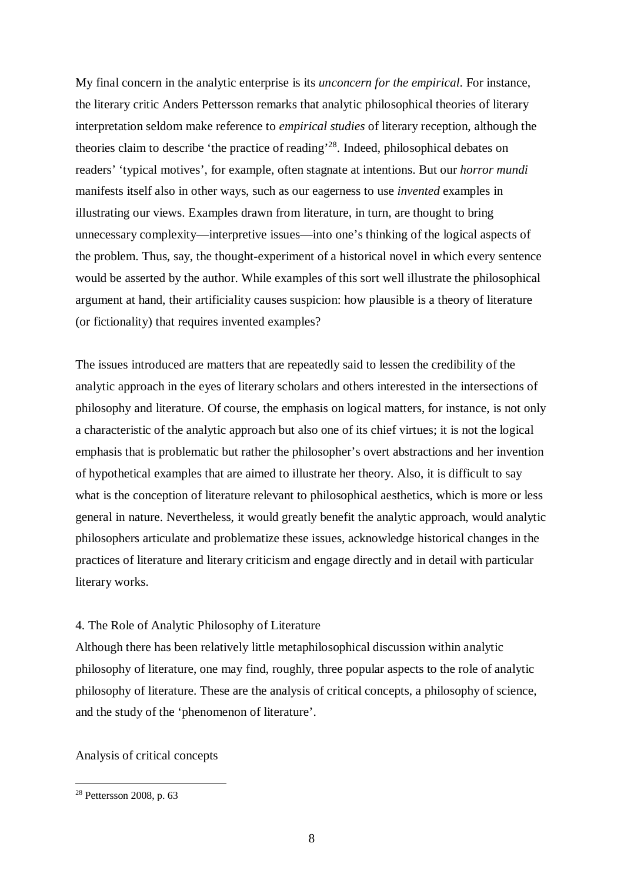My final concern in the analytic enterprise is its *unconcern for the empirical*. For instance, the literary critic Anders Pettersson remarks that analytic philosophical theories of literary interpretation seldom make reference to *empirical studies* of literary reception, although the theories claim to describe 'the practice of reading'[28]. Indeed, philosophical debates on readers' 'typical motives', for example, often stagnate at intentions. But our *horror mundi* manifests itself also in other ways, such as our eagerness to use *invented* examples in illustrating our views. Examples drawn from literature, in turn, are thought to bring unnecessary complexity—interpretive issues—into one's thinking of the logical aspects of the problem. Thus, say, the thought-experiment of a historical novel in which every sentence would be asserted by the author. While examples of this sort well illustrate the philosophical argument at hand, their artificiality causes suspicion: how plausible is a theory of literature (or fictionality) that requires invented examples?

The issues introduced are matters that are repeatedly said to lessen the credibility of the analytic approach in the eyes of literary scholars and others interested in the intersections of philosophy and literature. Of course, the emphasis on logical matters, for instance, is not only a characteristic of the analytic approach but also one of its chief virtues; it is not the logical emphasis that is problematic but rather the philosopher's overt abstractions and her invention of hypothetical examples that are aimed to illustrate her theory. Also, it is difficult to say what is the conception of literature relevant to philosophical aesthetics, which is more or less general in nature. Nevertheless, it would greatly benefit the analytic approach, would analytic philosophers articulate and problematize these issues, acknowledge historical changes in the practices of literature and literary criticism and engage directly and in detail with particular literary works.

## 4. The Role of Analytic Philosophy of Literature

Although there has been relatively little metaphilosophical discussion within analytic philosophy of literature, one may find, roughly, three popular aspects to the role of analytic philosophy of literature. These are the analysis of critical concepts, a philosophy of science, and the study of the 'phenomenon of literature'.

### Analysis of critical concepts

---

[28] Pettersson 2008, p. 63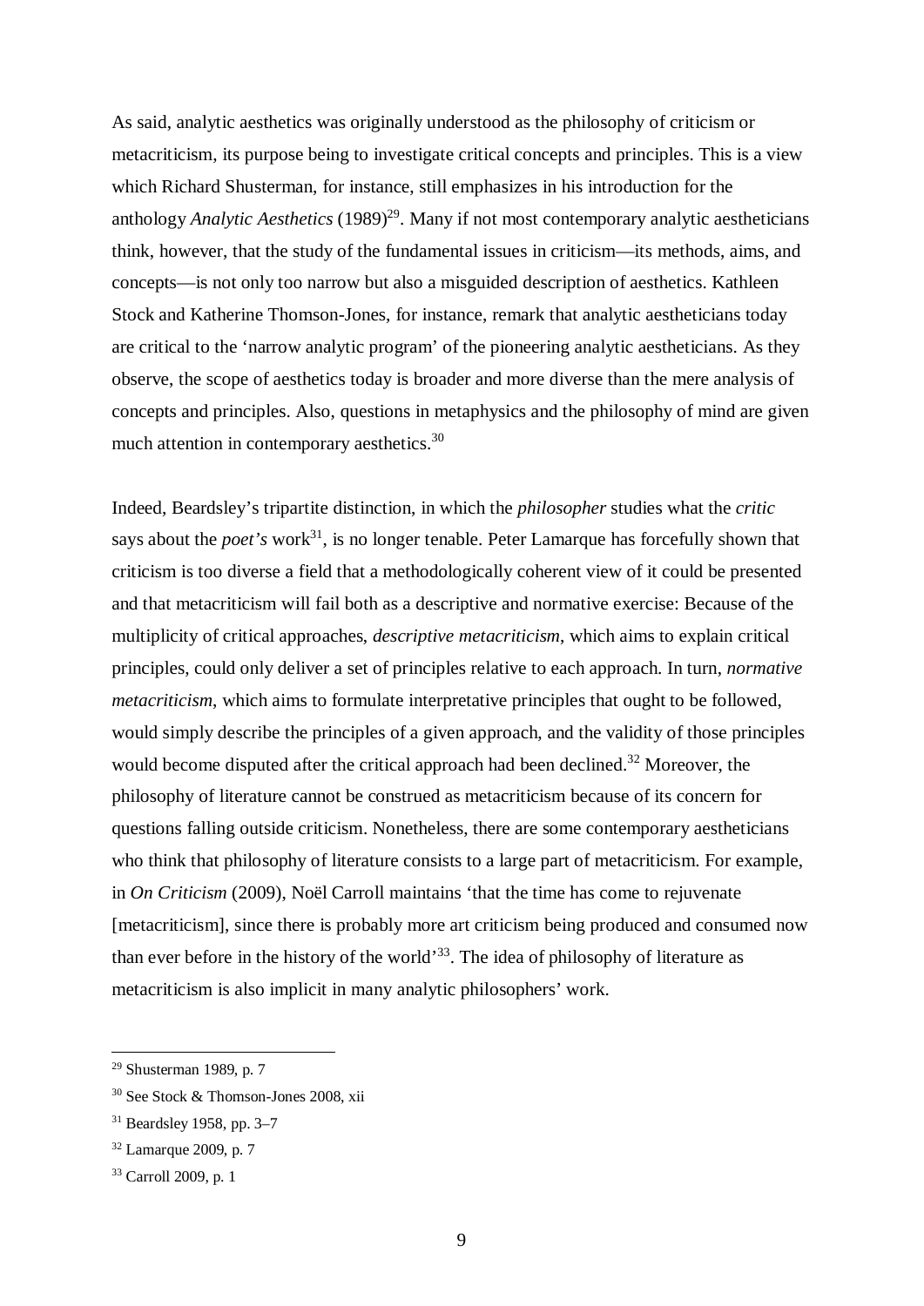As said, analytic aesthetics was originally understood as the philosophy of criticism or metacriticism, its purpose being to investigate critical concepts and principles. This is a view which Richard Shusterman, for instance, still emphasizes in his introduction for the anthology *Analytic Aesthetics* (1989)[29]. Many if not most contemporary analytic aestheticians think, however, that the study of the fundamental issues in criticism—its methods, aims, and concepts—is not only too narrow but also a misguided description of aesthetics. Kathleen Stock and Katherine Thomson-Jones, for instance, remark that analytic aestheticians today are critical to the 'narrow analytic program' of the pioneering analytic aestheticians. As they observe, the scope of aesthetics today is broader and more diverse than the mere analysis of concepts and principles. Also, questions in metaphysics and the philosophy of mind are given much attention in contemporary aesthetics.[30]

Indeed, Beardsley's tripartite distinction, in which the *philosopher* studies what the *critic* says about the *poet's* work[31], is no longer tenable. Peter Lamarque has forcefully shown that criticism is too diverse a field that a methodologically coherent view of it could be presented and that metacriticism will fail both as a descriptive and normative exercise: Because of the multiplicity of critical approaches, *descriptive metacriticism*, which aims to explain critical principles, could only deliver a set of principles relative to each approach. In turn, *normative metacriticism*, which aims to formulate interpretative principles that ought to be followed, would simply describe the principles of a given approach, and the validity of those principles would become disputed after the critical approach had been declined.[32] Moreover, the philosophy of literature cannot be construed as metacriticism because of its concern for questions falling outside criticism. Nonetheless, there are some contemporary aestheticians who think that philosophy of literature consists to a large part of metacriticism. For example, in *On Criticism* (2009), Noël Carroll maintains 'that the time has come to rejuvenate [metacriticism], since there is probably more art criticism being produced and consumed now than ever before in the history of the world'[33]. The idea of philosophy of literature as metacriticism is also implicit in many analytic philosophers' work.

---

[29] Shusterman 1989, p. 7

[30] See Stock & Thomson-Jones 2008, xii

[31] Beardsley 1958, pp. 3–7

[32] Lamarque 2009, p. 7

[33] Carroll 2009, p. 1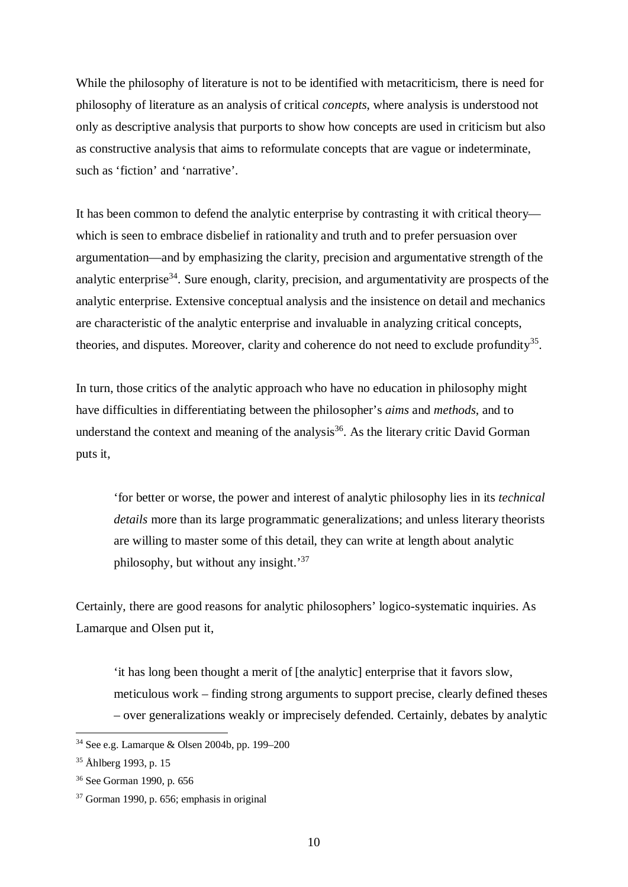While the philosophy of literature is not to be identified with metacriticism, there is need for philosophy of literature as an analysis of critical *concepts*, where analysis is understood not only as descriptive analysis that purports to show how concepts are used in criticism but also as constructive analysis that aims to reformulate concepts that are vague or indeterminate, such as 'fiction' and 'narrative'.

It has been common to defend the analytic enterprise by contrasting it with critical theory—which is seen to embrace disbelief in rationality and truth and to prefer persuasion over argumentation—and by emphasizing the clarity, precision and argumentative strength of the analytic enterprise[34]. Sure enough, clarity, precision, and argumentativity are prospects of the analytic enterprise. Extensive conceptual analysis and the insistence on detail and mechanics are characteristic of the analytic enterprise and invaluable in analyzing critical concepts, theories, and disputes. Moreover, clarity and coherence do not need to exclude profundity[35].

In turn, those critics of the analytic approach who have no education in philosophy might have difficulties in differentiating between the philosopher's *aims* and *methods*, and to understand the context and meaning of the analysis[36]. As the literary critic David Gorman puts it,

> 'for better or worse, the power and interest of analytic philosophy lies in its *technical details* more than its large programmatic generalizations; and unless literary theorists are willing to master some of this detail, they can write at length about analytic philosophy, but without any insight.'[37]

Certainly, there are good reasons for analytic philosophers' logico-systematic inquiries. As Lamarque and Olsen put it,

> 'it has long been thought a merit of [the analytic] enterprise that it favors slow, meticulous work – finding strong arguments to support precise, clearly defined theses – over generalizations weakly or imprecisely defended. Certainly, debates by analytic

---

[34] See e.g. Lamarque & Olsen 2004b, pp. 199–200

[35] Åhlberg 1993, p. 15

[36] See Gorman 1990, p. 656

[37] Gorman 1990, p. 656; emphasis in original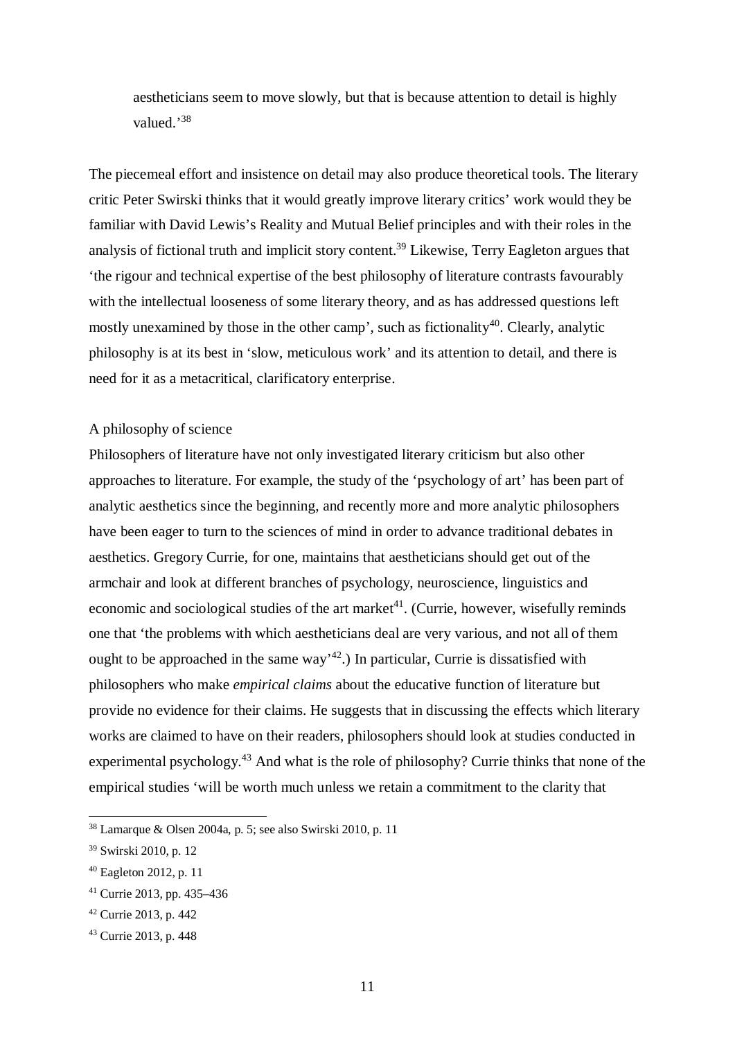aestheticians seem to move slowly, but that is because attention to detail is highly valued.'[38]

The piecemeal effort and insistence on detail may also produce theoretical tools. The literary critic Peter Swirski thinks that it would greatly improve literary critics' work would they be familiar with David Lewis's Reality and Mutual Belief principles and with their roles in the analysis of fictional truth and implicit story content.[39] Likewise, Terry Eagleton argues that 'the rigour and technical expertise of the best philosophy of literature contrasts favourably with the intellectual looseness of some literary theory, and as has addressed questions left mostly unexamined by those in the other camp', such as fictionality[40]. Clearly, analytic philosophy is at its best in 'slow, meticulous work' and its attention to detail, and there is need for it as a metacritical, clarificatory enterprise.

## A philosophy of science

Philosophers of literature have not only investigated literary criticism but also other approaches to literature. For example, the study of the 'psychology of art' has been part of analytic aesthetics since the beginning, and recently more and more analytic philosophers have been eager to turn to the sciences of mind in order to advance traditional debates in aesthetics. Gregory Currie, for one, maintains that aestheticians should get out of the armchair and look at different branches of psychology, neuroscience, linguistics and economic and sociological studies of the art market[41]. (Currie, however, wisefully reminds one that 'the problems with which aestheticians deal are very various, and not all of them ought to be approached in the same way'[42].) In particular, Currie is dissatisfied with philosophers who make *empirical claims* about the educative function of literature but provide no evidence for their claims. He suggests that in discussing the effects which literary works are claimed to have on their readers, philosophers should look at studies conducted in experimental psychology.[43] And what is the role of philosophy? Currie thinks that none of the empirical studies 'will be worth much unless we retain a commitment to the clarity that

---

[38] Lamarque & Olsen 2004a, p. 5; see also Swirski 2010, p. 11

[39] Swirski 2010, p. 12

[40] Eagleton 2012, p. 11

[41] Currie 2013, pp. 435–436

[42] Currie 2013, p. 442

[43] Currie 2013, p. 448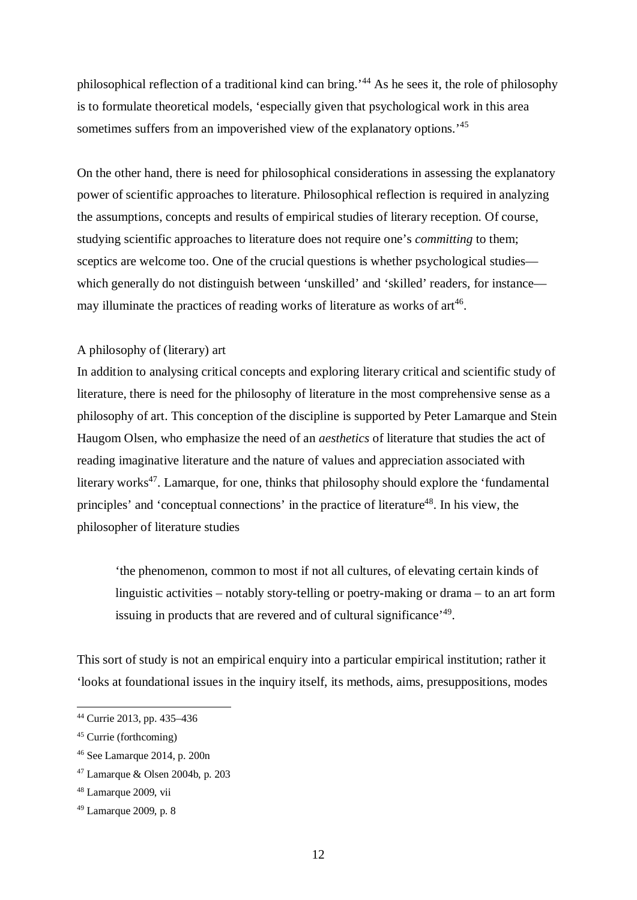philosophical reflection of a traditional kind can bring.'[44] As he sees it, the role of philosophy is to formulate theoretical models, 'especially given that psychological work in this area sometimes suffers from an impoverished view of the explanatory options.'[45]

On the other hand, there is need for philosophical considerations in assessing the explanatory power of scientific approaches to literature. Philosophical reflection is required in analyzing the assumptions, concepts and results of empirical studies of literary reception. Of course, studying scientific approaches to literature does not require one's *committing* to them; sceptics are welcome too. One of the crucial questions is whether psychological studies—which generally do not distinguish between 'unskilled' and 'skilled' readers, for instance—may illuminate the practices of reading works of literature as works of art[46].

### A philosophy of (literary) art

In addition to analysing critical concepts and exploring literary critical and scientific study of literature, there is need for the philosophy of literature in the most comprehensive sense as a philosophy of art. This conception of the discipline is supported by Peter Lamarque and Stein Haugom Olsen, who emphasize the need of an *aesthetics* of literature that studies the act of reading imaginative literature and the nature of values and appreciation associated with literary works[47]. Lamarque, for one, thinks that philosophy should explore the 'fundamental principles' and 'conceptual connections' in the practice of literature[48]. In his view, the philosopher of literature studies

> 'the phenomenon, common to most if not all cultures, of elevating certain kinds of linguistic activities – notably story-telling or poetry-making or drama – to an art form issuing in products that are revered and of cultural significance'[49].

This sort of study is not an empirical enquiry into a particular empirical institution; rather it 'looks at foundational issues in the inquiry itself, its methods, aims, presuppositions, modes

---

[44] Currie 2013, pp. 435–436

[45] Currie (forthcoming)

[46] See Lamarque 2014, p. 200n

[47] Lamarque & Olsen 2004b, p. 203

[48] Lamarque 2009, vii

[49] Lamarque 2009, p. 8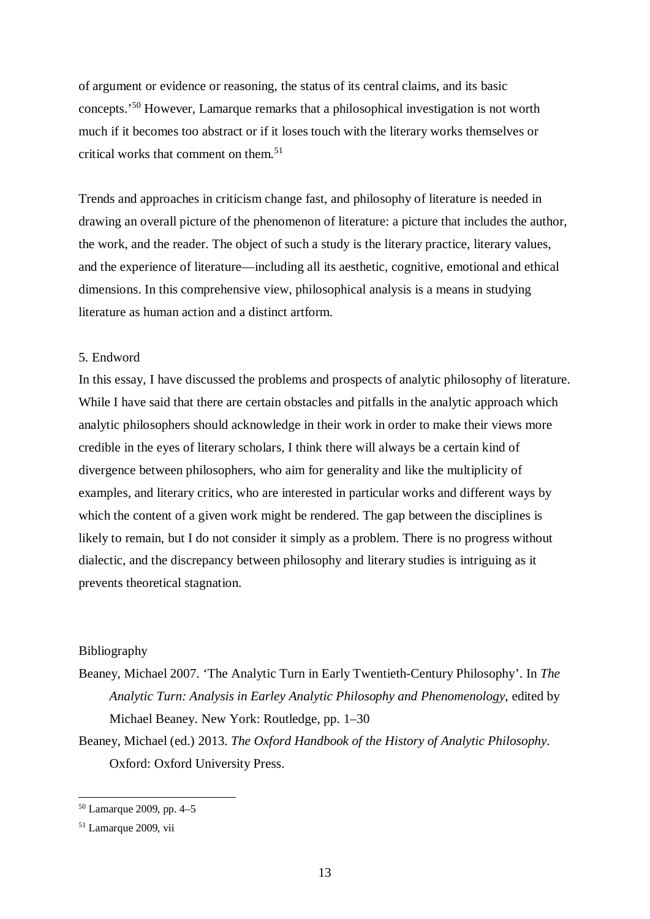of argument or evidence or reasoning, the status of its central claims, and its basic concepts.'[50] However, Lamarque remarks that a philosophical investigation is not worth much if it becomes too abstract or if it loses touch with the literary works themselves or critical works that comment on them.[51]

Trends and approaches in criticism change fast, and philosophy of literature is needed in drawing an overall picture of the phenomenon of literature: a picture that includes the author, the work, and the reader. The object of such a study is the literary practice, literary values, and the experience of literature—including all its aesthetic, cognitive, emotional and ethical dimensions. In this comprehensive view, philosophical analysis is a means in studying literature as human action and a distinct artform.

## 5. Endword

In this essay, I have discussed the problems and prospects of analytic philosophy of literature. While I have said that there are certain obstacles and pitfalls in the analytic approach which analytic philosophers should acknowledge in their work in order to make their views more credible in the eyes of literary scholars, I think there will always be a certain kind of divergence between philosophers, who aim for generality and like the multiplicity of examples, and literary critics, who are interested in particular works and different ways by which the content of a given work might be rendered. The gap between the disciplines is likely to remain, but I do not consider it simply as a problem. There is no progress without dialectic, and the discrepancy between philosophy and literary studies is intriguing as it prevents theoretical stagnation.

## Bibliography

Beaney, Michael 2007. 'The Analytic Turn in Early Twentieth-Century Philosophy'. In *The Analytic Turn: Analysis in Earley Analytic Philosophy and Phenomenology*, edited by Michael Beaney. New York: Routledge, pp. 1–30

Beaney, Michael (ed.) 2013. *The Oxford Handbook of the History of Analytic Philosophy*. Oxford: Oxford University Press.

---

[50] Lamarque 2009, pp. 4–5

[51] Lamarque 2009, vii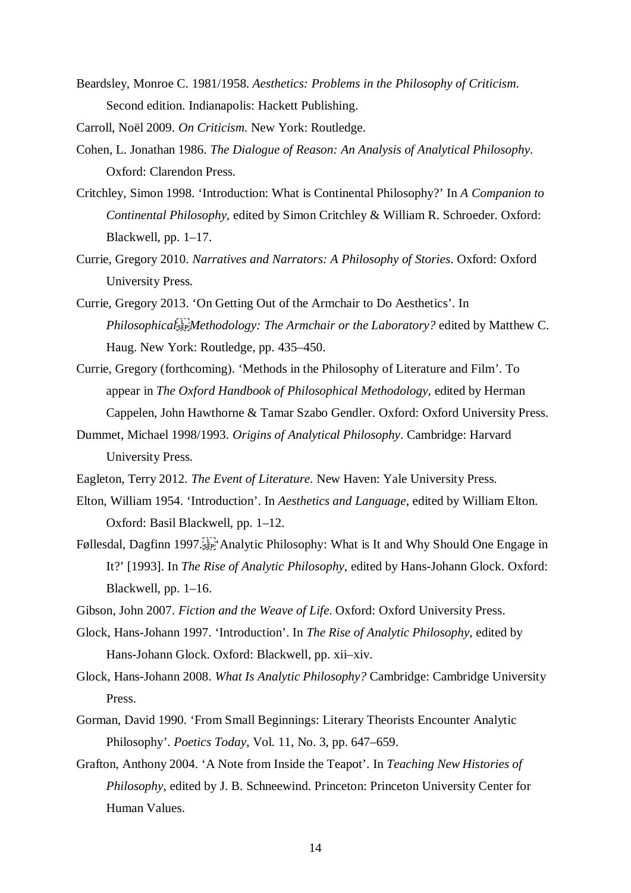Beardsley, Monroe C. 1981/1958. *Aesthetics: Problems in the Philosophy of Criticism*. Second edition. Indianapolis: Hackett Publishing.

Carroll, Noël 2009. *On Criticism*. New York: Routledge.

Cohen, L. Jonathan 1986. *The Dialogue of Reason: An Analysis of Analytical Philosophy*. Oxford: Clarendon Press.

Critchley, Simon 1998. 'Introduction: What is Continental Philosophy?' In *A Companion to Continental Philosophy*, edited by Simon Critchley & William R. Schroeder. Oxford: Blackwell, pp. 1–17.

Currie, Gregory 2010. *Narratives and Narrators: A Philosophy of Stories*. Oxford: Oxford University Press.

Currie, Gregory 2013. 'On Getting Out of the Armchair to Do Aesthetics'. In *Philosophical Methodology: The Armchair or the Laboratory?* edited by Matthew C. Haug. New York: Routledge, pp. 435–450.

Currie, Gregory (forthcoming). 'Methods in the Philosophy of Literature and Film'. To appear in *The Oxford Handbook of Philosophical Methodology*, edited by Herman Cappelen, John Hawthorne & Tamar Szabo Gendler. Oxford: Oxford University Press.

Dummet, Michael 1998/1993. *Origins of Analytical Philosophy*. Cambridge: Harvard University Press.

Eagleton, Terry 2012. *The Event of Literature*. New Haven: Yale University Press.

Elton, William 1954. 'Introduction'. In *Aesthetics and Language*, edited by William Elton. Oxford: Basil Blackwell, pp. 1–12.

Føllesdal, Dagfinn 1997. 'Analytic Philosophy: What is It and Why Should One Engage in It?' [1993]. In *The Rise of Analytic Philosophy*, edited by Hans-Johann Glock. Oxford: Blackwell, pp. 1–16.

Gibson, John 2007. *Fiction and the Weave of Life*. Oxford: Oxford University Press.

Glock, Hans-Johann 1997. 'Introduction'. In *The Rise of Analytic Philosophy*, edited by Hans-Johann Glock. Oxford: Blackwell, pp. xii–xiv.

Glock, Hans-Johann 2008. *What Is Analytic Philosophy?* Cambridge: Cambridge University Press.

Gorman, David 1990. 'From Small Beginnings: Literary Theorists Encounter Analytic Philosophy'. *Poetics Today*, Vol. 11, No. 3, pp. 647–659.

Grafton, Anthony 2004. 'A Note from Inside the Teapot'. In *Teaching New Histories of Philosophy*, edited by J. B. Schneewind. Princeton: Princeton University Center for Human Values.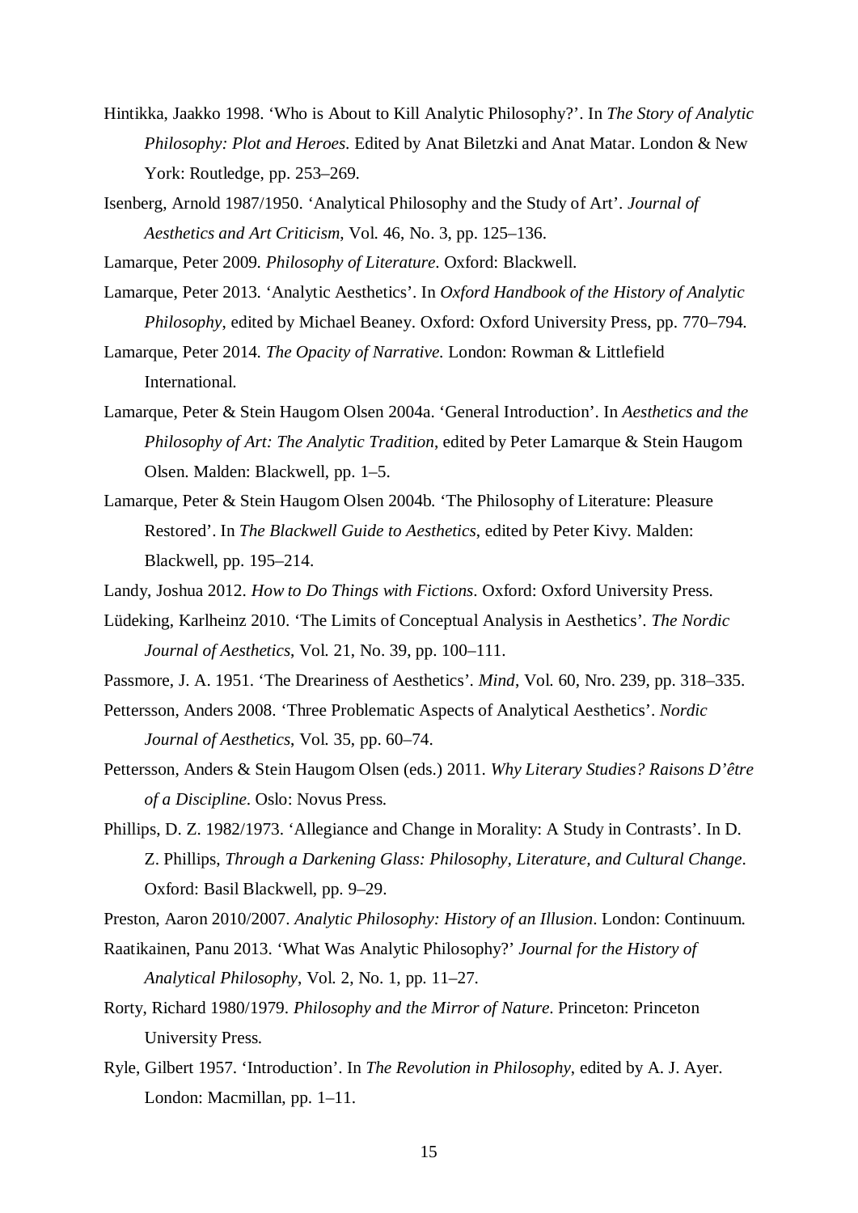Hintikka, Jaakko 1998. 'Who is About to Kill Analytic Philosophy?'. In *The Story of Analytic Philosophy: Plot and Heroes*. Edited by Anat Biletzki and Anat Matar. London & New York: Routledge, pp. 253–269.

Isenberg, Arnold 1987/1950. 'Analytical Philosophy and the Study of Art'. *Journal of Aesthetics and Art Criticism*, Vol. 46, No. 3, pp. 125–136.

Lamarque, Peter 2009. *Philosophy of Literature*. Oxford: Blackwell.

Lamarque, Peter 2013. 'Analytic Aesthetics'. In *Oxford Handbook of the History of Analytic Philosophy*, edited by Michael Beaney. Oxford: Oxford University Press, pp. 770–794.

Lamarque, Peter 2014. *The Opacity of Narrative*. London: Rowman & Littlefield International.

Lamarque, Peter & Stein Haugom Olsen 2004a. 'General Introduction'. In *Aesthetics and the Philosophy of Art: The Analytic Tradition*, edited by Peter Lamarque & Stein Haugom Olsen. Malden: Blackwell, pp. 1–5.

Lamarque, Peter & Stein Haugom Olsen 2004b. 'The Philosophy of Literature: Pleasure Restored'. In *The Blackwell Guide to Aesthetics*, edited by Peter Kivy. Malden: Blackwell, pp. 195–214.

Landy, Joshua 2012. *How to Do Things with Fictions*. Oxford: Oxford University Press.

Lüdeking, Karlheinz 2010. 'The Limits of Conceptual Analysis in Aesthetics'. *The Nordic Journal of Aesthetics*, Vol. 21, No. 39, pp. 100–111.

Passmore, J. A. 1951. 'The Dreariness of Aesthetics'. *Mind*, Vol. 60, Nro. 239, pp. 318–335.

Pettersson, Anders 2008. 'Three Problematic Aspects of Analytical Aesthetics'. *Nordic Journal of Aesthetics*, Vol. 35, pp. 60–74.

Pettersson, Anders & Stein Haugom Olsen (eds.) 2011. *Why Literary Studies? Raisons D'être of a Discipline*. Oslo: Novus Press.

Phillips, D. Z. 1982/1973. 'Allegiance and Change in Morality: A Study in Contrasts'. In D. Z. Phillips, *Through a Darkening Glass: Philosophy, Literature, and Cultural Change*. Oxford: Basil Blackwell, pp. 9–29.

Preston, Aaron 2010/2007. *Analytic Philosophy: History of an Illusion*. London: Continuum.

Raatikainen, Panu 2013. 'What Was Analytic Philosophy?' *Journal for the History of Analytical Philosophy*, Vol. 2, No. 1, pp. 11–27.

Rorty, Richard 1980/1979. *Philosophy and the Mirror of Nature*. Princeton: Princeton University Press.

Ryle, Gilbert 1957. 'Introduction'. In *The Revolution in Philosophy*, edited by A. J. Ayer. London: Macmillan, pp. 1–11.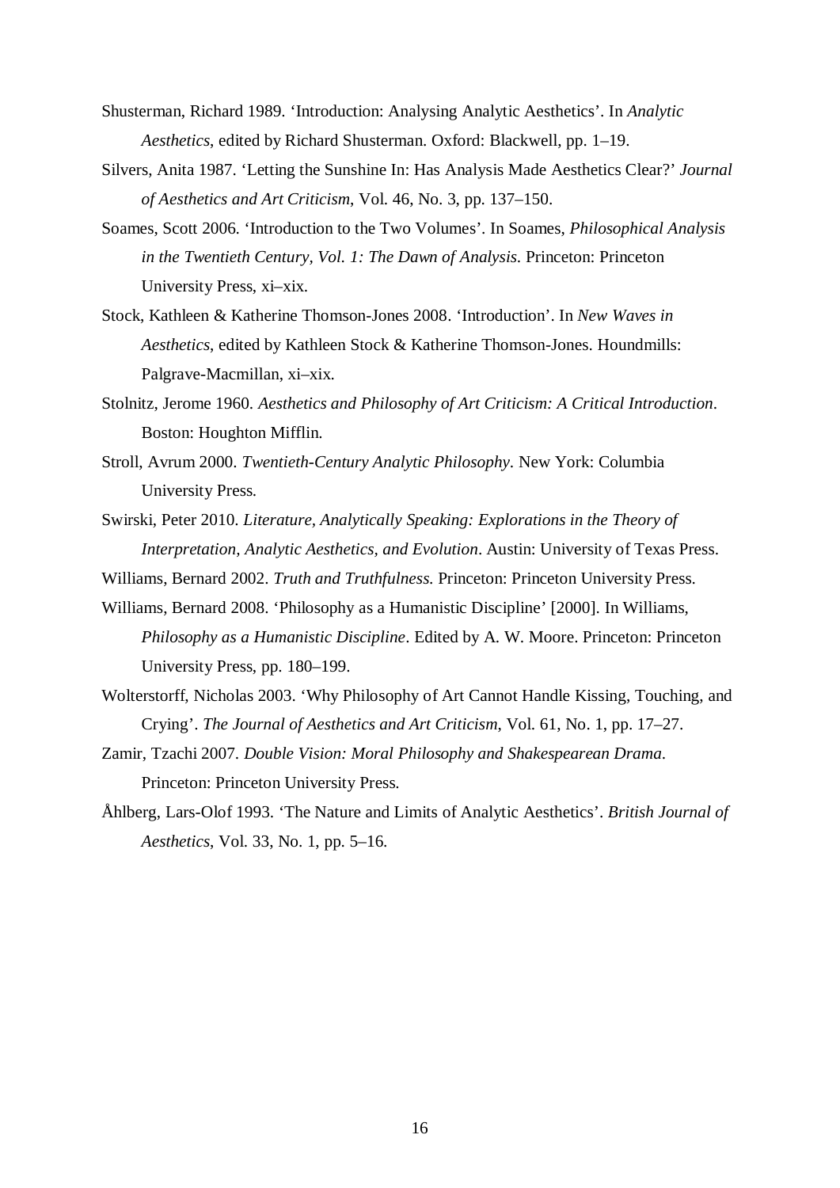Shusterman, Richard 1989. 'Introduction: Analysing Analytic Aesthetics'. In *Analytic Aesthetics*, edited by Richard Shusterman. Oxford: Blackwell, pp. 1–19.

Silvers, Anita 1987. 'Letting the Sunshine In: Has Analysis Made Aesthetics Clear?' *Journal of Aesthetics and Art Criticism*, Vol. 46, No. 3, pp. 137–150.

Soames, Scott 2006. 'Introduction to the Two Volumes'. In Soames, *Philosophical Analysis in the Twentieth Century, Vol. 1: The Dawn of Analysis*. Princeton: Princeton University Press, xi–xix.

Stock, Kathleen & Katherine Thomson-Jones 2008. 'Introduction'. In *New Waves in Aesthetics*, edited by Kathleen Stock & Katherine Thomson-Jones. Houndmills: Palgrave-Macmillan, xi–xix.

Stolnitz, Jerome 1960. *Aesthetics and Philosophy of Art Criticism: A Critical Introduction*. Boston: Houghton Mifflin.

Stroll, Avrum 2000. *Twentieth-Century Analytic Philosophy*. New York: Columbia University Press.

Swirski, Peter 2010. *Literature, Analytically Speaking: Explorations in the Theory of Interpretation, Analytic Aesthetics, and Evolution*. Austin: University of Texas Press.

Williams, Bernard 2002. *Truth and Truthfulness*. Princeton: Princeton University Press.

Williams, Bernard 2008. 'Philosophy as a Humanistic Discipline' [2000]. In Williams, *Philosophy as a Humanistic Discipline*. Edited by A. W. Moore. Princeton: Princeton University Press, pp. 180–199.

Wolterstorff, Nicholas 2003. 'Why Philosophy of Art Cannot Handle Kissing, Touching, and Crying'. *The Journal of Aesthetics and Art Criticism*, Vol. 61, No. 1, pp. 17–27.

Zamir, Tzachi 2007. *Double Vision: Moral Philosophy and Shakespearean Drama*. Princeton: Princeton University Press.

Åhlberg, Lars-Olof 1993. 'The Nature and Limits of Analytic Aesthetics'. *British Journal of Aesthetics*, Vol. 33, No. 1, pp. 5–16.